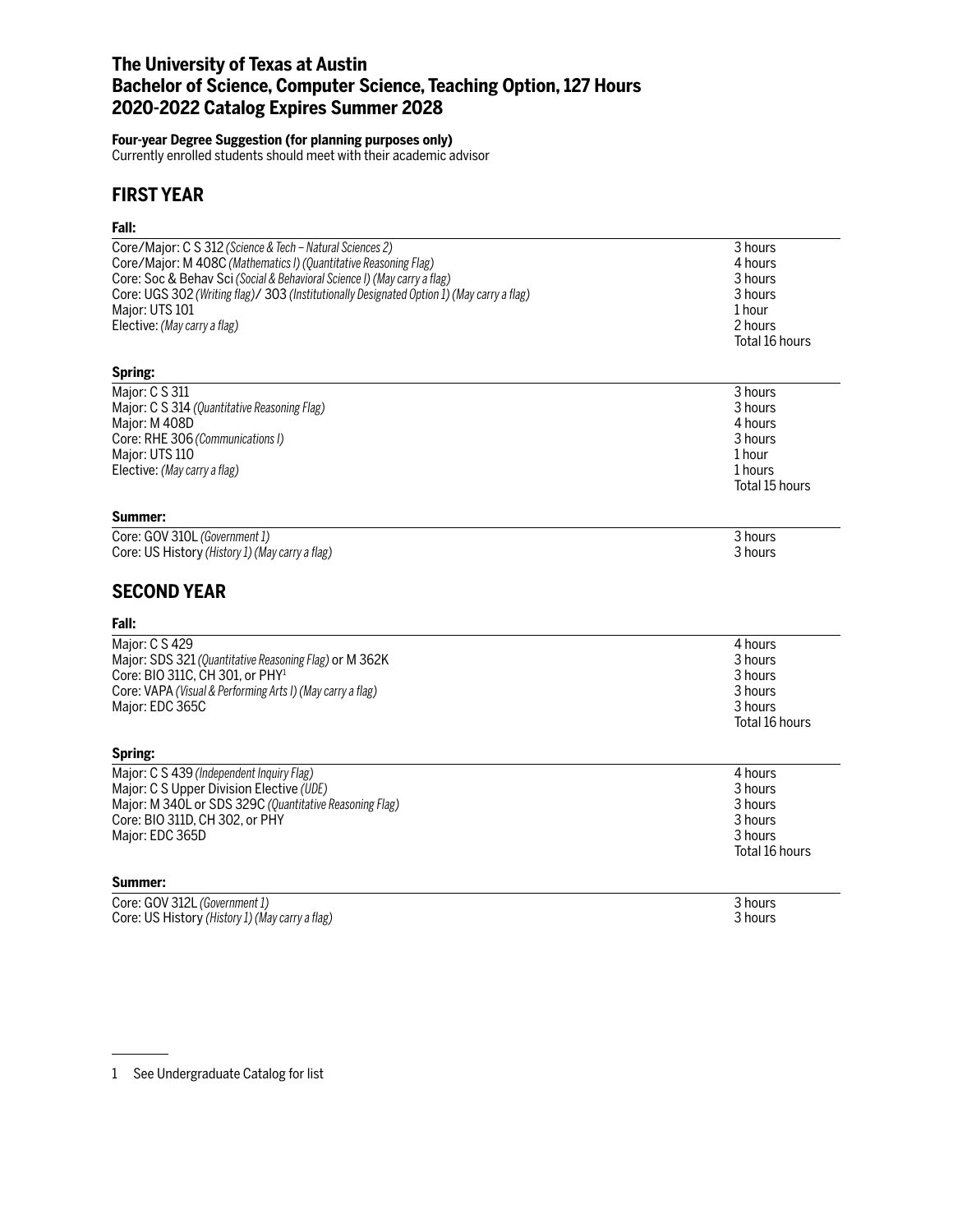# The University of Texas at Austin
# Bachelor of Science, Computer Science, Teaching Option, 127 Hours
# 2020-2022 Catalog Expires Summer 2028

**Four-year Degree Suggestion (for planning purposes only)**
Currently enrolled students should meet with their academic advisor

## FIRST YEAR

### Fall:

| Course | Hours |
|---|---|
| Core/Major: C S 312 *(Science & Tech – Natural Sciences 2)* | 3 hours |
| Core/Major: M 408C *(Mathematics I) (Quantitative Reasoning Flag)* | 4 hours |
| Core: Soc & Behav Sci *(Social & Behavioral Science I) (May carry a flag)* | 3 hours |
| Core: UGS 302 *(Writing flag)* / 303 *(Institutionally Designated Option 1) (May carry a flag)* | 3 hours |
| Major: UTS 101 | 1 hour |
| Elective: *(May carry a flag)* | 2 hours |
| | Total 16 hours |

### Spring:

| Course | Hours |
|---|---|
| Major: C S 311 | 3 hours |
| Major: C S 314 *(Quantitative Reasoning Flag)* | 3 hours |
| Major: M 408D | 4 hours |
| Core: RHE 306 *(Communications I)* | 3 hours |
| Major: UTS 110 | 1 hour |
| Elective: *(May carry a flag)* | 1 hours |
| | Total 15 hours |

### Summer:

| Course | Hours |
|---|---|
| Core: GOV 310L *(Government 1)* | 3 hours |
| Core: US History *(History 1) (May carry a flag)* | 3 hours |

## SECOND YEAR

### Fall:

| Course | Hours |
|---|---|
| Major: C S 429 | 4 hours |
| Major: SDS 321 *(Quantitative Reasoning Flag)* or M 362K | 3 hours |
| Core: BIO 311C, CH 301, or PHY[1] | 3 hours |
| Core: VAPA *(Visual & Performing Arts I) (May carry a flag)* | 3 hours |
| Major: EDC 365C | 3 hours |
| | Total 16 hours |

### Spring:

| Course | Hours |
|---|---|
| Major: C S 439 *(Independent Inquiry Flag)* | 4 hours |
| Major: C S Upper Division Elective *(UDE)* | 3 hours |
| Major: M 340L or SDS 329C *(Quantitative Reasoning Flag)* | 3 hours |
| Core: BIO 311D, CH 302, or PHY | 3 hours |
| Major: EDC 365D | 3 hours |
| | Total 16 hours |

### Summer:

| Course | Hours |
|---|---|
| Core: GOV 312L *(Government 1)* | 3 hours |
| Core: US History *(History 1) (May carry a flag)* | 3 hours |

---

1 See Undergraduate Catalog for list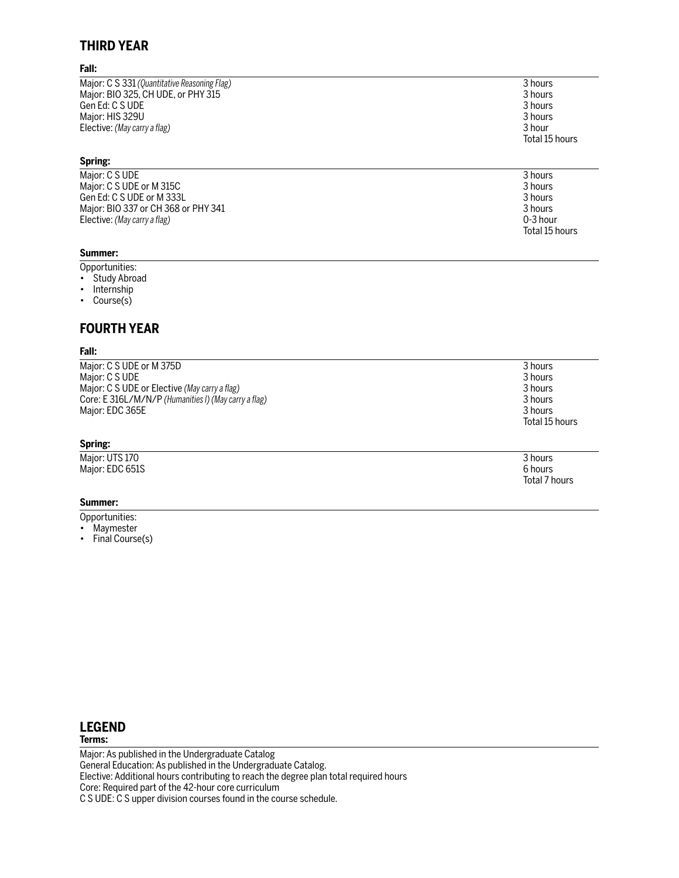## THIRD YEAR

**Fall:**

| | |
|---|---|
| Major: C S 331 *(Quantitative Reasoning Flag)* | 3 hours |
| Major: BIO 325, CH UDE, or PHY 315 | 3 hours |
| Gen Ed: C S UDE | 3 hours |
| Major: HIS 329U | 3 hours |
| Elective: *(May carry a flag)* | 3 hour |
| | Total 15 hours |

**Spring:**

| | |
|---|---|
| Major: C S UDE | 3 hours |
| Major: C S UDE or M 315C | 3 hours |
| Gen Ed: C S UDE or M 333L | 3 hours |
| Major: BIO 337 or CH 368 or PHY 341 | 3 hours |
| Elective: *(May carry a flag)* | 0-3 hour |
| | Total 15 hours |

**Summer:**

Opportunities:
- Study Abroad
- Internship
- Course(s)

## FOURTH YEAR

**Fall:**

| | |
|---|---|
| Major: C S UDE or M 375D | 3 hours |
| Major: C S UDE | 3 hours |
| Major: C S UDE or Elective *(May carry a flag)* | 3 hours |
| Core: E 316L/M/N/P *(Humanities I) (May carry a flag)* | 3 hours |
| Major: EDC 365E | 3 hours |
| | Total 15 hours |

**Spring:**

| | |
|---|---|
| Major: UTS 170 | 3 hours |
| Major: EDC 651S | 6 hours |
| | Total 7 hours |

**Summer:**

Opportunities:
- Maymester
- Final Course(s)

## LEGEND

**Terms:**

Major: As published in the Undergraduate Catalog
General Education: As published in the Undergraduate Catalog.
Elective: Additional hours contributing to reach the degree plan total required hours
Core: Required part of the 42-hour core curriculum
C S UDE: C S upper division courses found in the course schedule.